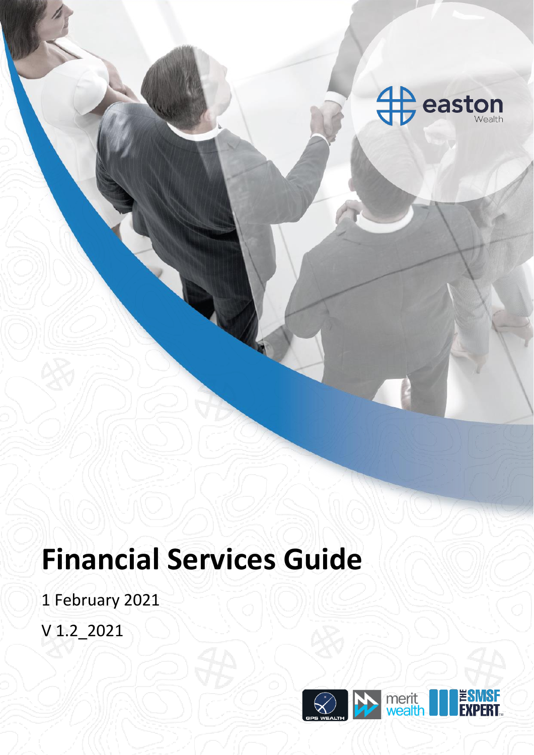# Financial Services Guide

1 February 2021

V 1.2_2021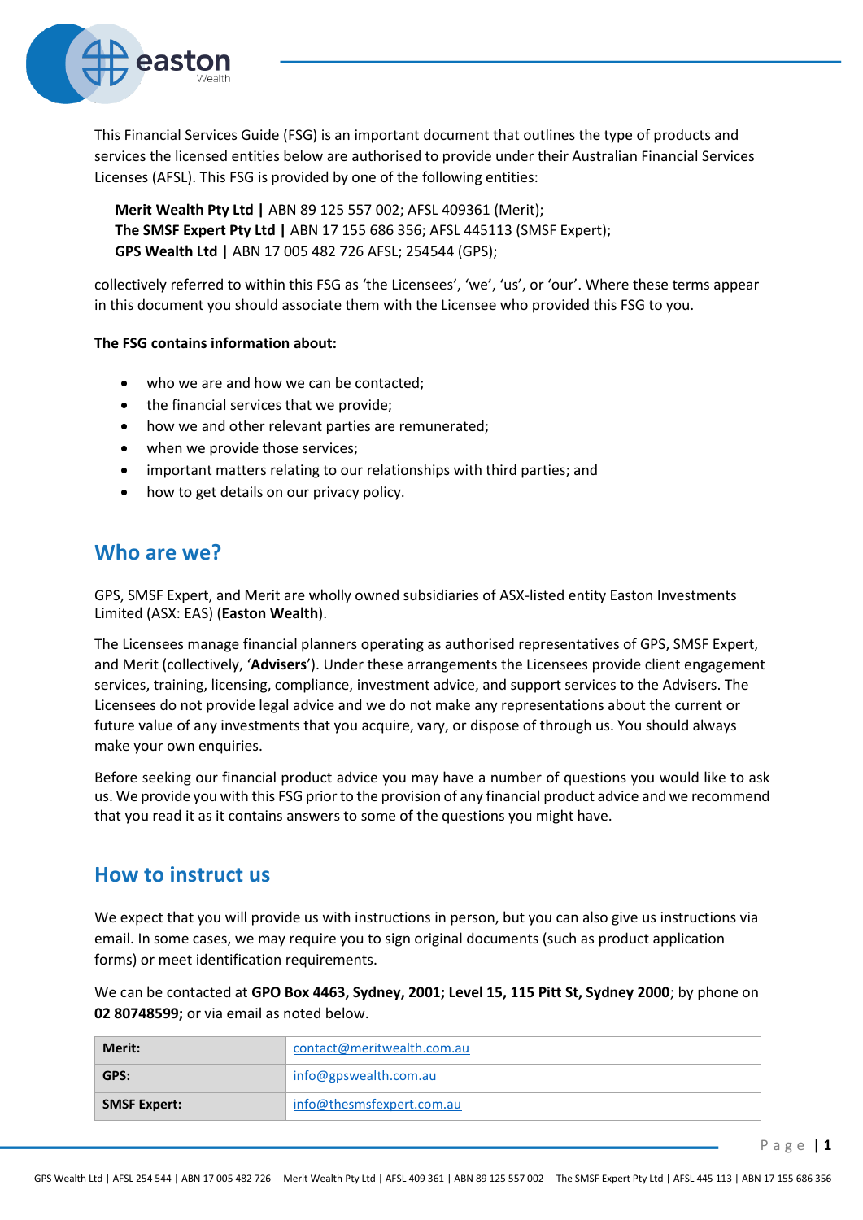This Financial Services Guide (FSG) is an important document that outlines the type of products and services the licensed entities below are authorised to provide under their Australian Financial Services Licenses (AFSL). This FSG is provided by one of the following entities:

**Merit Wealth Pty Ltd |** ABN 89 125 557 002; AFSL 409361 (Merit);
**The SMSF Expert Pty Ltd |** ABN 17 155 686 356; AFSL 445113 (SMSF Expert);
**GPS Wealth Ltd |** ABN 17 005 482 726 AFSL; 254544 (GPS);

collectively referred to within this FSG as 'the Licensees', 'we', 'us', or 'our'. Where these terms appear in this document you should associate them with the Licensee who provided this FSG to you.

**The FSG contains information about:**

- who we are and how we can be contacted;
- the financial services that we provide;
- how we and other relevant parties are remunerated;
- when we provide those services;
- important matters relating to our relationships with third parties; and
- how to get details on our privacy policy.

## Who are we?

GPS, SMSF Expert, and Merit are wholly owned subsidiaries of ASX-listed entity Easton Investments Limited (ASX: EAS) (**Easton Wealth**).

The Licensees manage financial planners operating as authorised representatives of GPS, SMSF Expert, and Merit (collectively, '**Advisers**'). Under these arrangements the Licensees provide client engagement services, training, licensing, compliance, investment advice, and support services to the Advisers. The Licensees do not provide legal advice and we do not make any representations about the current or future value of any investments that you acquire, vary, or dispose of through us. You should always make your own enquiries.

Before seeking our financial product advice you may have a number of questions you would like to ask us. We provide you with this FSG prior to the provision of any financial product advice and we recommend that you read it as it contains answers to some of the questions you might have.

## How to instruct us

We expect that you will provide us with instructions in person, but you can also give us instructions via email. In some cases, we may require you to sign original documents (such as product application forms) or meet identification requirements.

We can be contacted at **GPO Box 4463, Sydney, 2001; Level 15, 115 Pitt St, Sydney 2000**; by phone on **02 80748599;** or via email as noted below.

| | |
|---|---|
| **Merit:** | contact@meritwealth.com.au |
| **GPS:** | info@gpswealth.com.au |
| **SMSF Expert:** | info@thesmsfexpert.com.au |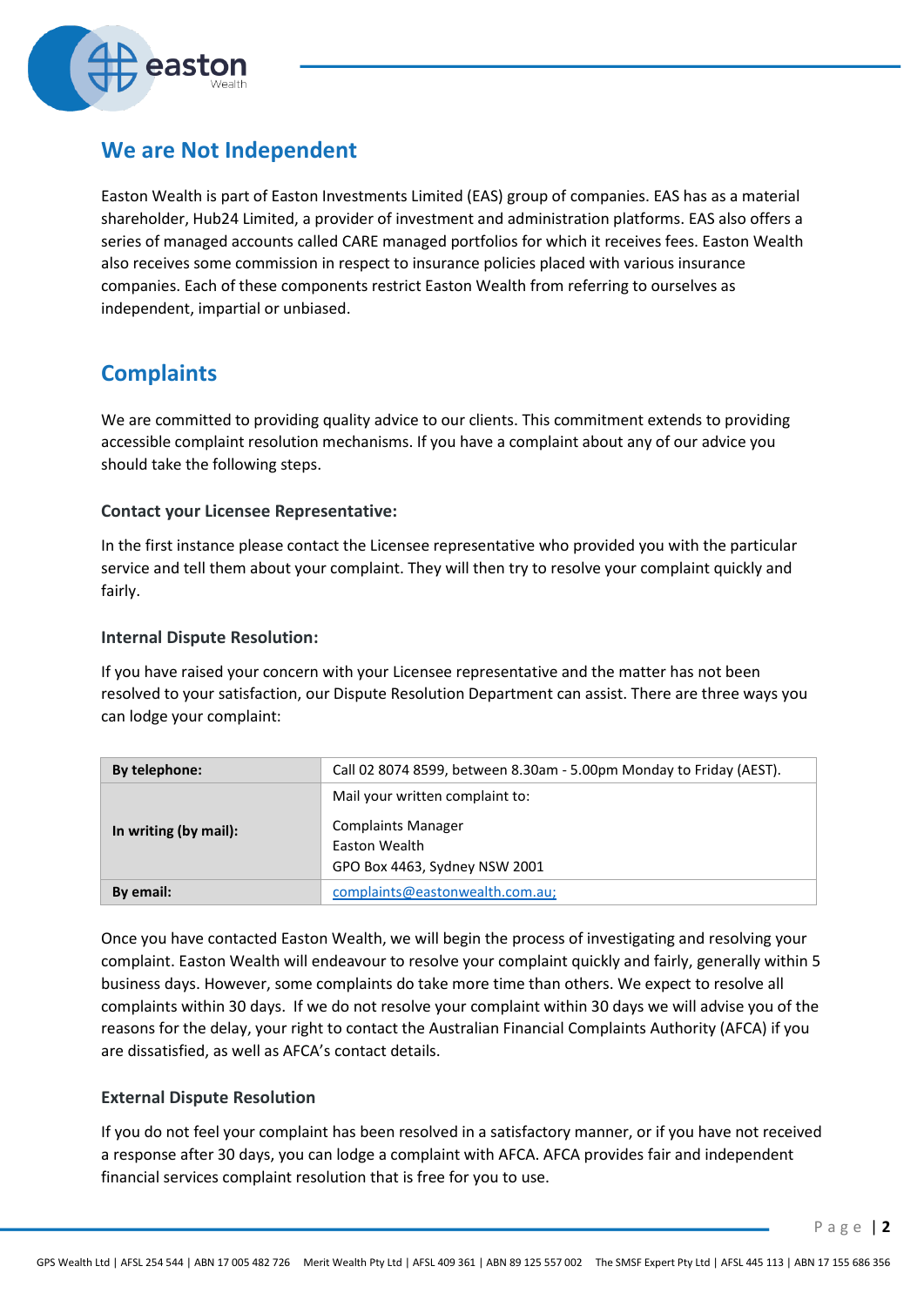## We are Not Independent

Easton Wealth is part of Easton Investments Limited (EAS) group of companies. EAS has as a material shareholder, Hub24 Limited, a provider of investment and administration platforms. EAS also offers a series of managed accounts called CARE managed portfolios for which it receives fees. Easton Wealth also receives some commission in respect to insurance policies placed with various insurance companies. Each of these components restrict Easton Wealth from referring to ourselves as independent, impartial or unbiased.

## Complaints

We are committed to providing quality advice to our clients. This commitment extends to providing accessible complaint resolution mechanisms. If you have a complaint about any of our advice you should take the following steps.

### Contact your Licensee Representative:

In the first instance please contact the Licensee representative who provided you with the particular service and tell them about your complaint. They will then try to resolve your complaint quickly and fairly.

### Internal Dispute Resolution:

If you have raised your concern with your Licensee representative and the matter has not been resolved to your satisfaction, our Dispute Resolution Department can assist. There are three ways you can lodge your complaint:

| | |
|---|---|
| **By telephone:** | Call 02 8074 8599, between 8.30am - 5.00pm Monday to Friday (AEST). |
| **In writing (by mail):** | Mail your written complaint to:<br><br>Complaints Manager<br>Easton Wealth<br>GPO Box 4463, Sydney NSW 2001 |
| **By email:** | complaints@eastonwealth.com.au; |

Once you have contacted Easton Wealth, we will begin the process of investigating and resolving your complaint. Easton Wealth will endeavour to resolve your complaint quickly and fairly, generally within 5 business days. However, some complaints do take more time than others. We expect to resolve all complaints within 30 days. If we do not resolve your complaint within 30 days we will advise you of the reasons for the delay, your right to contact the Australian Financial Complaints Authority (AFCA) if you are dissatisfied, as well as AFCA's contact details.

### External Dispute Resolution

If you do not feel your complaint has been resolved in a satisfactory manner, or if you have not received a response after 30 days, you can lodge a complaint with AFCA. AFCA provides fair and independent financial services complaint resolution that is free for you to use.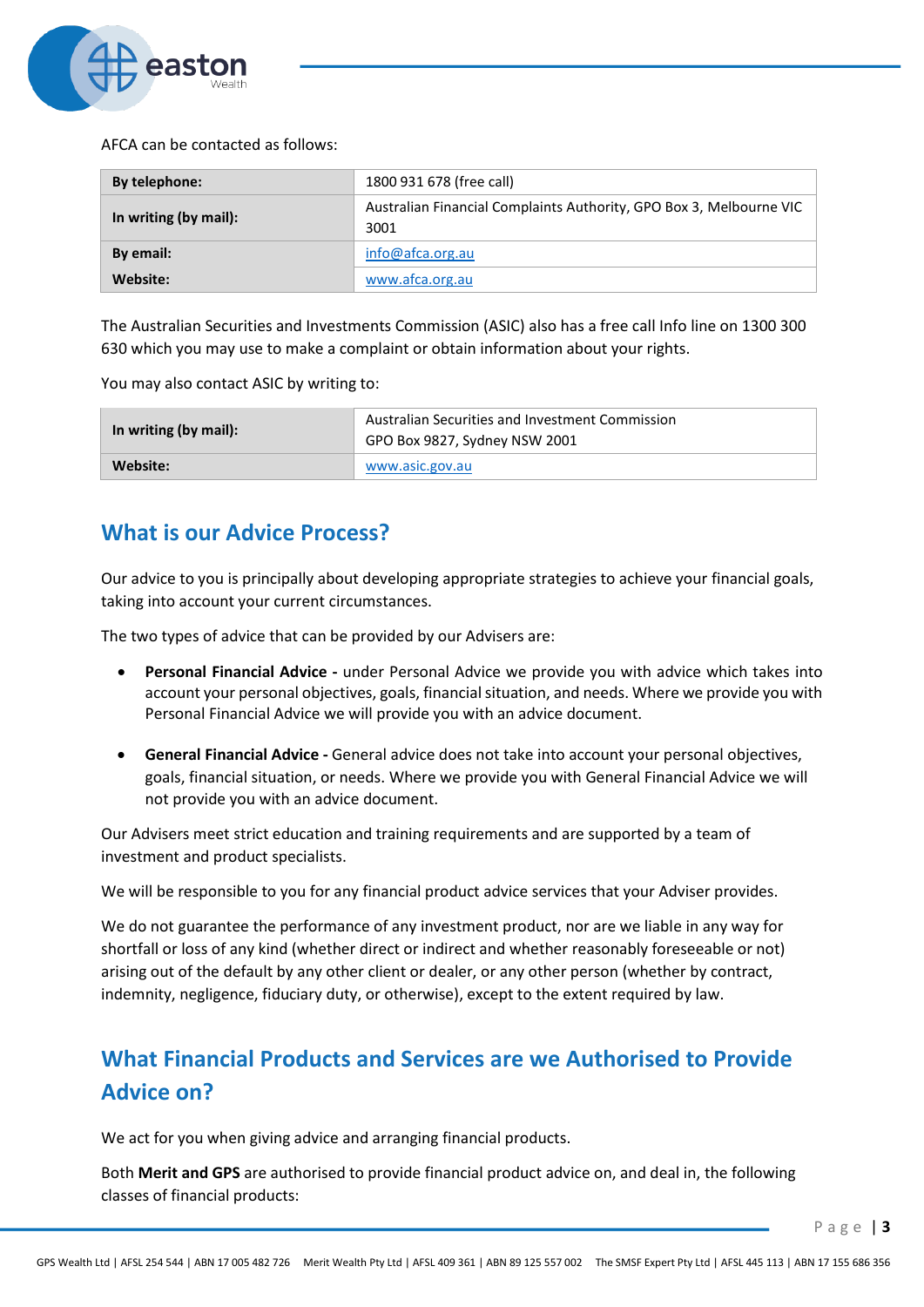AFCA can be contacted as follows:

| | |
|---|---|
| **By telephone:** | 1800 931 678 (free call) |
| **In writing (by mail):** | Australian Financial Complaints Authority, GPO Box 3, Melbourne VIC 3001 |
| **By email:** | info@afca.org.au |
| **Website:** | www.afca.org.au |

The Australian Securities and Investments Commission (ASIC) also has a free call Info line on 1300 300 630 which you may use to make a complaint or obtain information about your rights.

You may also contact ASIC by writing to:

| | |
|---|---|
| **In writing (by mail):** | Australian Securities and Investment Commission<br>GPO Box 9827, Sydney NSW 2001 |
| **Website:** | www.asic.gov.au |

## What is our Advice Process?

Our advice to you is principally about developing appropriate strategies to achieve your financial goals, taking into account your current circumstances.

The two types of advice that can be provided by our Advisers are:

- **Personal Financial Advice -** under Personal Advice we provide you with advice which takes into account your personal objectives, goals, financial situation, and needs. Where we provide you with Personal Financial Advice we will provide you with an advice document.
- **General Financial Advice -** General advice does not take into account your personal objectives, goals, financial situation, or needs. Where we provide you with General Financial Advice we will not provide you with an advice document.

Our Advisers meet strict education and training requirements and are supported by a team of investment and product specialists.

We will be responsible to you for any financial product advice services that your Adviser provides.

We do not guarantee the performance of any investment product, nor are we liable in any way for shortfall or loss of any kind (whether direct or indirect and whether reasonably foreseeable or not) arising out of the default by any other client or dealer, or any other person (whether by contract, indemnity, negligence, fiduciary duty, or otherwise), except to the extent required by law.

## What Financial Products and Services are we Authorised to Provide Advice on?

We act for you when giving advice and arranging financial products.

Both **Merit and GPS** are authorised to provide financial product advice on, and deal in, the following classes of financial products: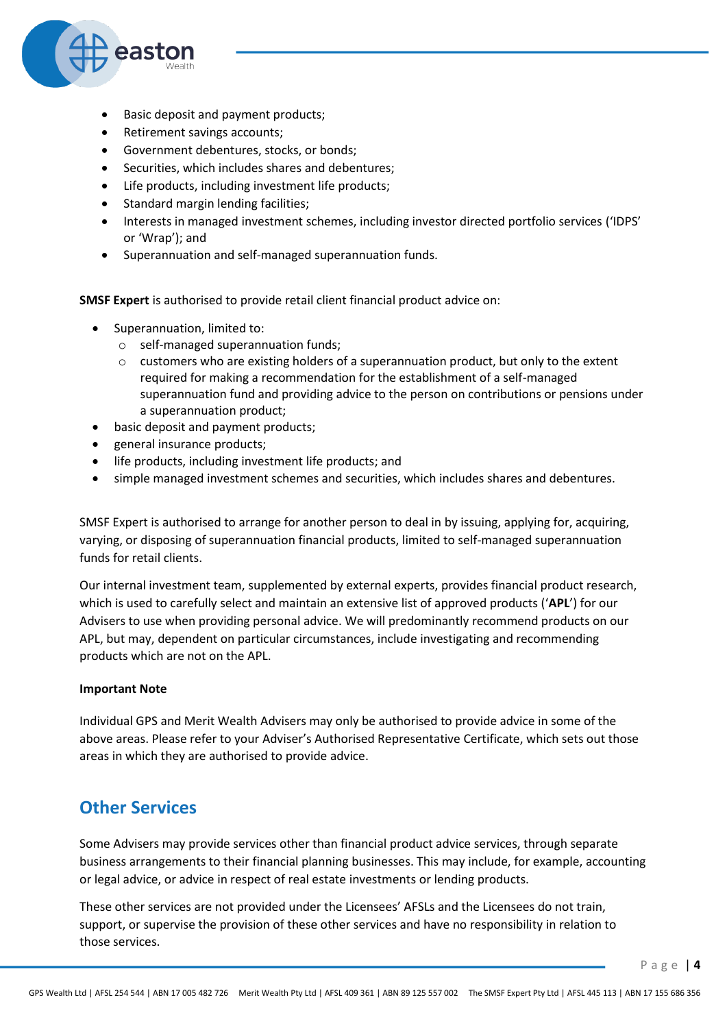- Basic deposit and payment products;
- Retirement savings accounts;
- Government debentures, stocks, or bonds;
- Securities, which includes shares and debentures;
- Life products, including investment life products;
- Standard margin lending facilities;
- Interests in managed investment schemes, including investor directed portfolio services ('IDPS' or 'Wrap'); and
- Superannuation and self-managed superannuation funds.

**SMSF Expert** is authorised to provide retail client financial product advice on:

- Superannuation, limited to:
  - self-managed superannuation funds;
  - customers who are existing holders of a superannuation product, but only to the extent required for making a recommendation for the establishment of a self-managed superannuation fund and providing advice to the person on contributions or pensions under a superannuation product;
- basic deposit and payment products;
- general insurance products;
- life products, including investment life products; and
- simple managed investment schemes and securities, which includes shares and debentures.

SMSF Expert is authorised to arrange for another person to deal in by issuing, applying for, acquiring, varying, or disposing of superannuation financial products, limited to self-managed superannuation funds for retail clients.

Our internal investment team, supplemented by external experts, provides financial product research, which is used to carefully select and maintain an extensive list of approved products ('**APL**') for our Advisers to use when providing personal advice. We will predominantly recommend products on our APL, but may, dependent on particular circumstances, include investigating and recommending products which are not on the APL.

**Important Note**

Individual GPS and Merit Wealth Advisers may only be authorised to provide advice in some of the above areas. Please refer to your Adviser's Authorised Representative Certificate, which sets out those areas in which they are authorised to provide advice.

## Other Services

Some Advisers may provide services other than financial product advice services, through separate business arrangements to their financial planning businesses. This may include, for example, accounting or legal advice, or advice in respect of real estate investments or lending products.

These other services are not provided under the Licensees' AFSLs and the Licensees do not train, support, or supervise the provision of these other services and have no responsibility in relation to those services.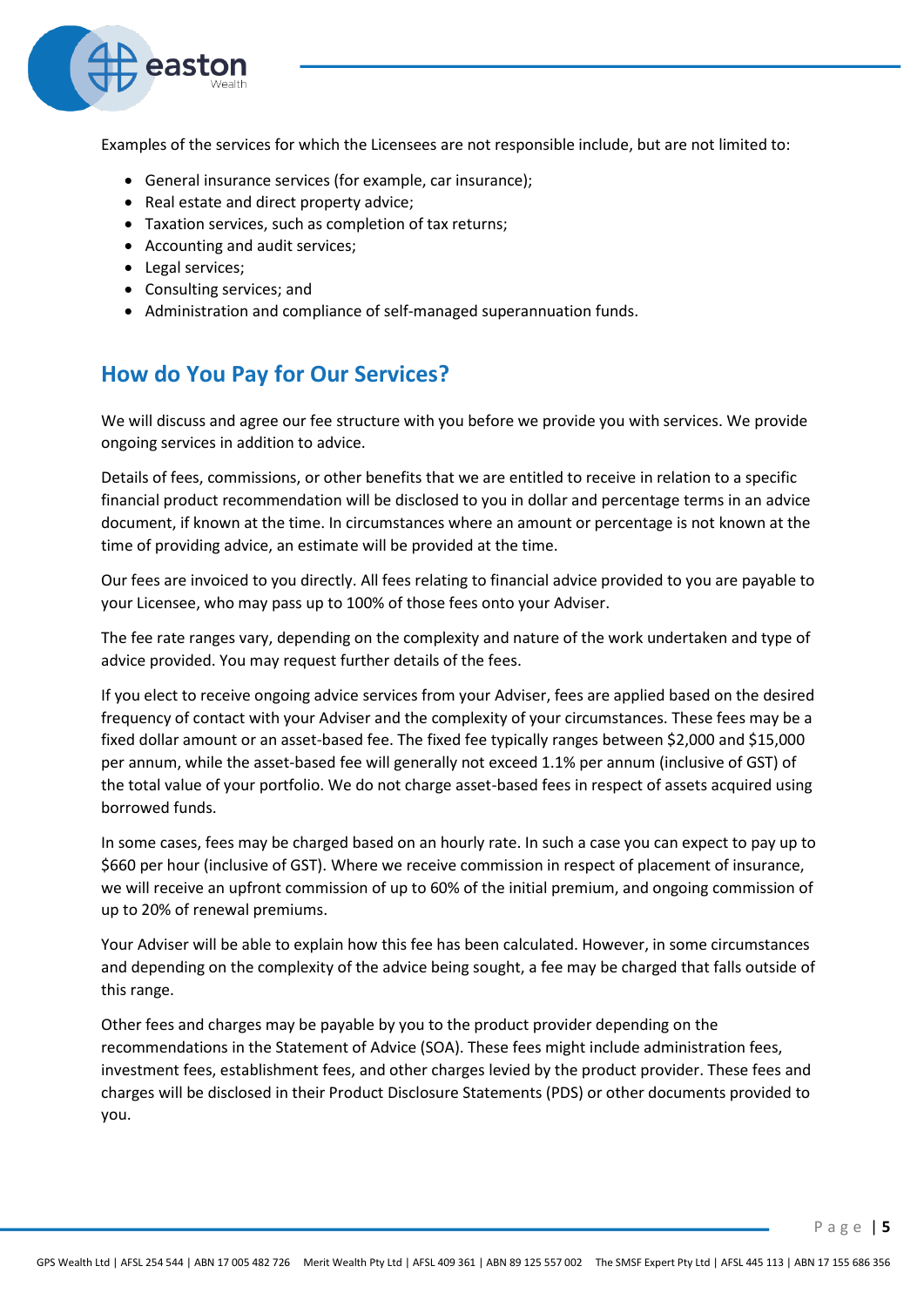Examples of the services for which the Licensees are not responsible include, but are not limited to:

- General insurance services (for example, car insurance);
- Real estate and direct property advice;
- Taxation services, such as completion of tax returns;
- Accounting and audit services;
- Legal services;
- Consulting services; and
- Administration and compliance of self-managed superannuation funds.

## How do You Pay for Our Services?

We will discuss and agree our fee structure with you before we provide you with services. We provide ongoing services in addition to advice.

Details of fees, commissions, or other benefits that we are entitled to receive in relation to a specific financial product recommendation will be disclosed to you in dollar and percentage terms in an advice document, if known at the time. In circumstances where an amount or percentage is not known at the time of providing advice, an estimate will be provided at the time.

Our fees are invoiced to you directly. All fees relating to financial advice provided to you are payable to your Licensee, who may pass up to 100% of those fees onto your Adviser.

The fee rate ranges vary, depending on the complexity and nature of the work undertaken and type of advice provided. You may request further details of the fees.

If you elect to receive ongoing advice services from your Adviser, fees are applied based on the desired frequency of contact with your Adviser and the complexity of your circumstances. These fees may be a fixed dollar amount or an asset-based fee. The fixed fee typically ranges between $2,000 and $15,000 per annum, while the asset-based fee will generally not exceed 1.1% per annum (inclusive of GST) of the total value of your portfolio. We do not charge asset-based fees in respect of assets acquired using borrowed funds.

In some cases, fees may be charged based on an hourly rate. In such a case you can expect to pay up to $660 per hour (inclusive of GST). Where we receive commission in respect of placement of insurance, we will receive an upfront commission of up to 60% of the initial premium, and ongoing commission of up to 20% of renewal premiums.

Your Adviser will be able to explain how this fee has been calculated. However, in some circumstances and depending on the complexity of the advice being sought, a fee may be charged that falls outside of this range.

Other fees and charges may be payable by you to the product provider depending on the recommendations in the Statement of Advice (SOA). These fees might include administration fees, investment fees, establishment fees, and other charges levied by the product provider. These fees and charges will be disclosed in their Product Disclosure Statements (PDS) or other documents provided to you.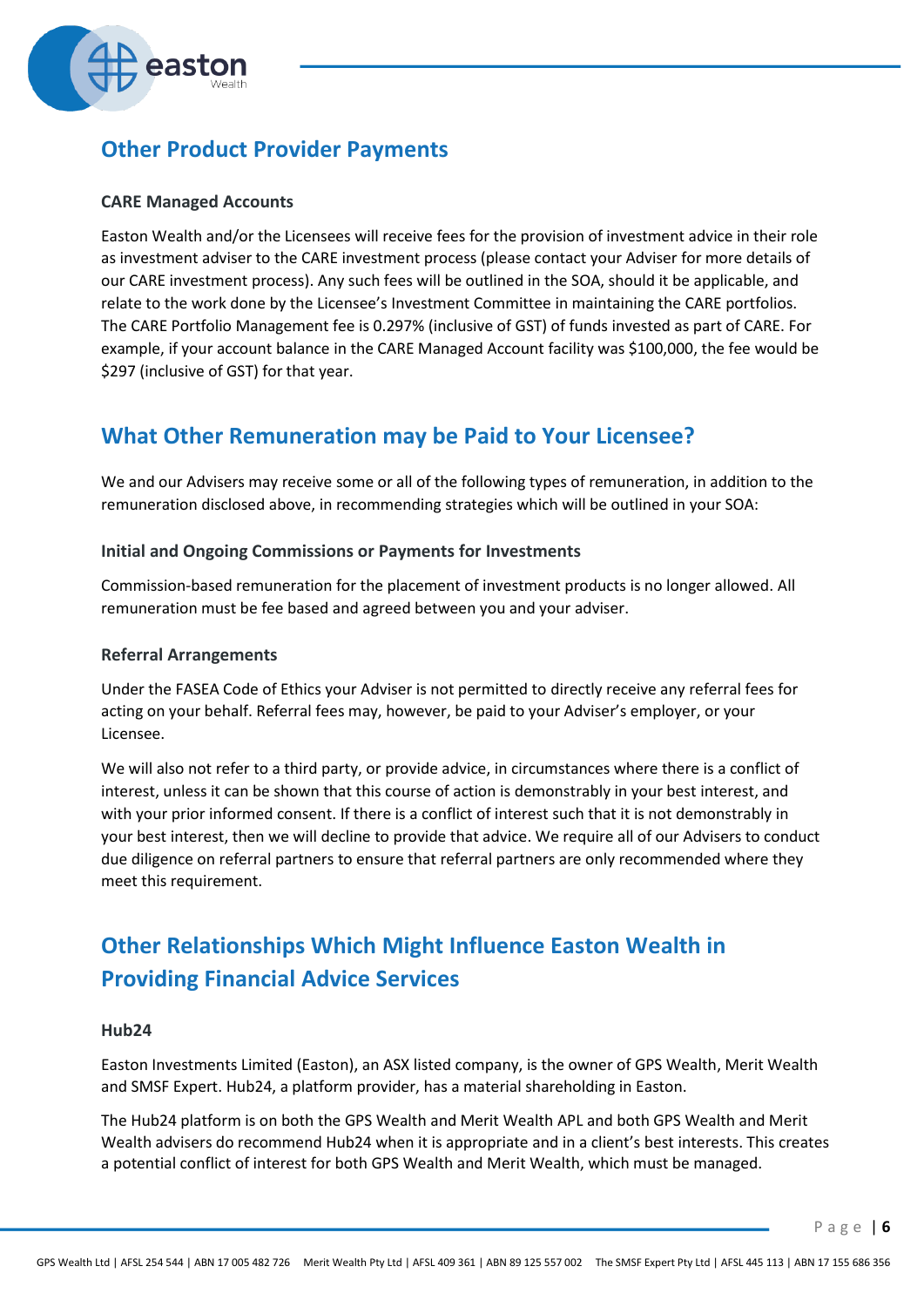## Other Product Provider Payments

### CARE Managed Accounts

Easton Wealth and/or the Licensees will receive fees for the provision of investment advice in their role as investment adviser to the CARE investment process (please contact your Adviser for more details of our CARE investment process). Any such fees will be outlined in the SOA, should it be applicable, and relate to the work done by the Licensee's Investment Committee in maintaining the CARE portfolios. The CARE Portfolio Management fee is 0.297% (inclusive of GST) of funds invested as part of CARE. For example, if your account balance in the CARE Managed Account facility was $100,000, the fee would be $297 (inclusive of GST) for that year.

## What Other Remuneration may be Paid to Your Licensee?

We and our Advisers may receive some or all of the following types of remuneration, in addition to the remuneration disclosed above, in recommending strategies which will be outlined in your SOA:

### Initial and Ongoing Commissions or Payments for Investments

Commission-based remuneration for the placement of investment products is no longer allowed. All remuneration must be fee based and agreed between you and your adviser.

### Referral Arrangements

Under the FASEA Code of Ethics your Adviser is not permitted to directly receive any referral fees for acting on your behalf. Referral fees may, however, be paid to your Adviser's employer, or your Licensee.

We will also not refer to a third party, or provide advice, in circumstances where there is a conflict of interest, unless it can be shown that this course of action is demonstrably in your best interest, and with your prior informed consent. If there is a conflict of interest such that it is not demonstrably in your best interest, then we will decline to provide that advice. We require all of our Advisers to conduct due diligence on referral partners to ensure that referral partners are only recommended where they meet this requirement.

## Other Relationships Which Might Influence Easton Wealth in Providing Financial Advice Services

### Hub24

Easton Investments Limited (Easton), an ASX listed company, is the owner of GPS Wealth, Merit Wealth and SMSF Expert. Hub24, a platform provider, has a material shareholding in Easton.

The Hub24 platform is on both the GPS Wealth and Merit Wealth APL and both GPS Wealth and Merit Wealth advisers do recommend Hub24 when it is appropriate and in a client's best interests. This creates a potential conflict of interest for both GPS Wealth and Merit Wealth, which must be managed.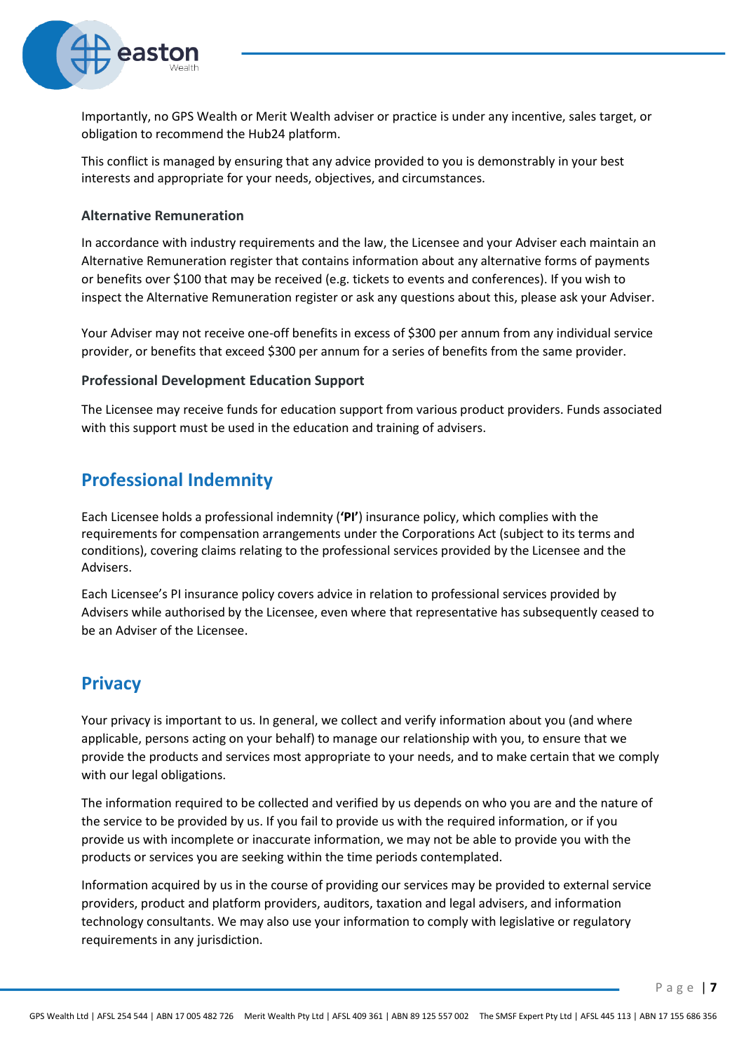Importantly, no GPS Wealth or Merit Wealth adviser or practice is under any incentive, sales target, or obligation to recommend the Hub24 platform.

This conflict is managed by ensuring that any advice provided to you is demonstrably in your best interests and appropriate for your needs, objectives, and circumstances.

### Alternative Remuneration

In accordance with industry requirements and the law, the Licensee and your Adviser each maintain an Alternative Remuneration register that contains information about any alternative forms of payments or benefits over $100 that may be received (e.g. tickets to events and conferences). If you wish to inspect the Alternative Remuneration register or ask any questions about this, please ask your Adviser.

Your Adviser may not receive one-off benefits in excess of $300 per annum from any individual service provider, or benefits that exceed $300 per annum for a series of benefits from the same provider.

### Professional Development Education Support

The Licensee may receive funds for education support from various product providers. Funds associated with this support must be used in the education and training of advisers.

## Professional Indemnity

Each Licensee holds a professional indemnity (**'PI'**) insurance policy, which complies with the requirements for compensation arrangements under the Corporations Act (subject to its terms and conditions), covering claims relating to the professional services provided by the Licensee and the Advisers.

Each Licensee's PI insurance policy covers advice in relation to professional services provided by Advisers while authorised by the Licensee, even where that representative has subsequently ceased to be an Adviser of the Licensee.

## Privacy

Your privacy is important to us. In general, we collect and verify information about you (and where applicable, persons acting on your behalf) to manage our relationship with you, to ensure that we provide the products and services most appropriate to your needs, and to make certain that we comply with our legal obligations.

The information required to be collected and verified by us depends on who you are and the nature of the service to be provided by us. If you fail to provide us with the required information, or if you provide us with incomplete or inaccurate information, we may not be able to provide you with the products or services you are seeking within the time periods contemplated.

Information acquired by us in the course of providing our services may be provided to external service providers, product and platform providers, auditors, taxation and legal advisers, and information technology consultants. We may also use your information to comply with legislative or regulatory requirements in any jurisdiction.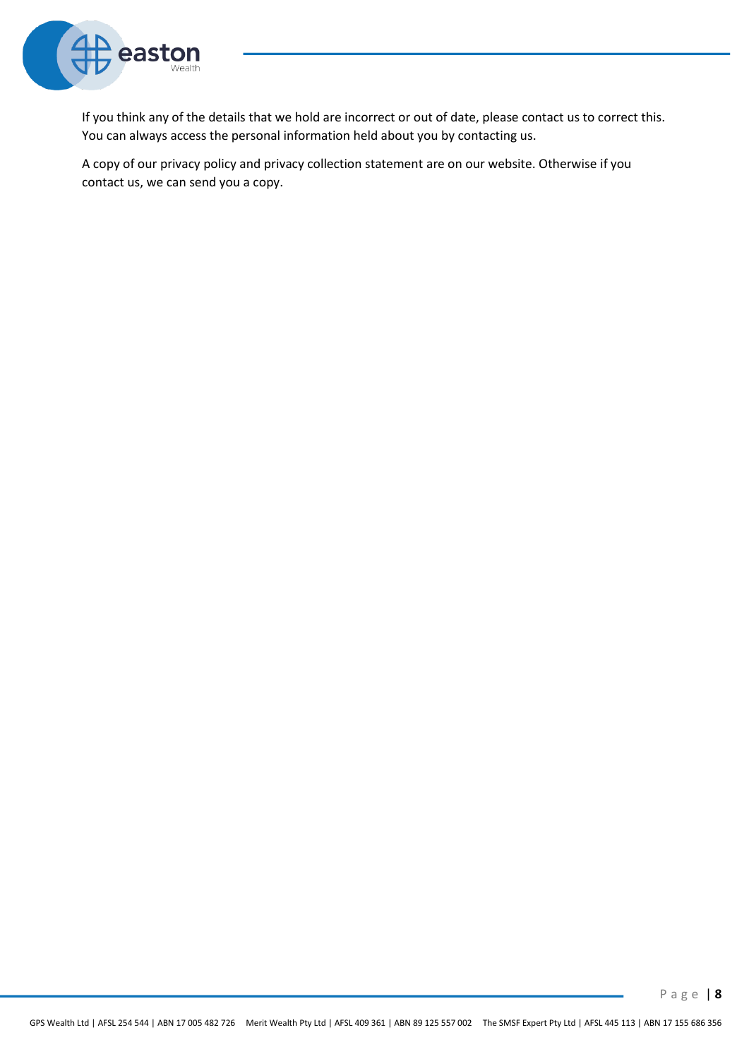If you think any of the details that we hold are incorrect or out of date, please contact us to correct this. You can always access the personal information held about you by contacting us.

A copy of our privacy policy and privacy collection statement are on our website. Otherwise if you contact us, we can send you a copy.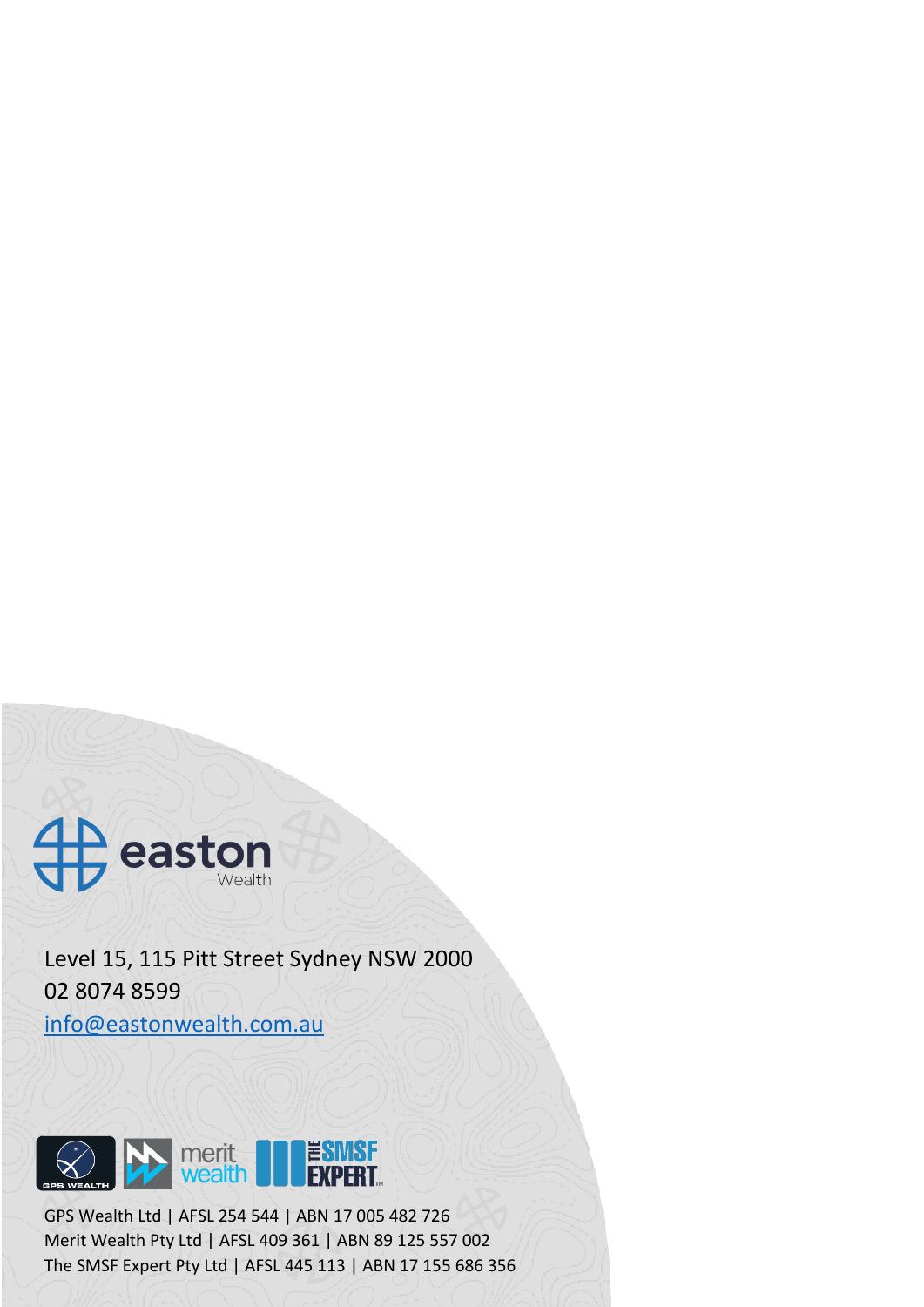easton Wealth

Level 15, 115 Pitt Street Sydney NSW 2000
02 8074 8599
info@eastonwealth.com.au

GPS Wealth Ltd | AFSL 254 544 | ABN 17 005 482 726
Merit Wealth Pty Ltd | AFSL 409 361 | ABN 89 125 557 002
The SMSF Expert Pty Ltd | AFSL 445 113 | ABN 17 155 686 356